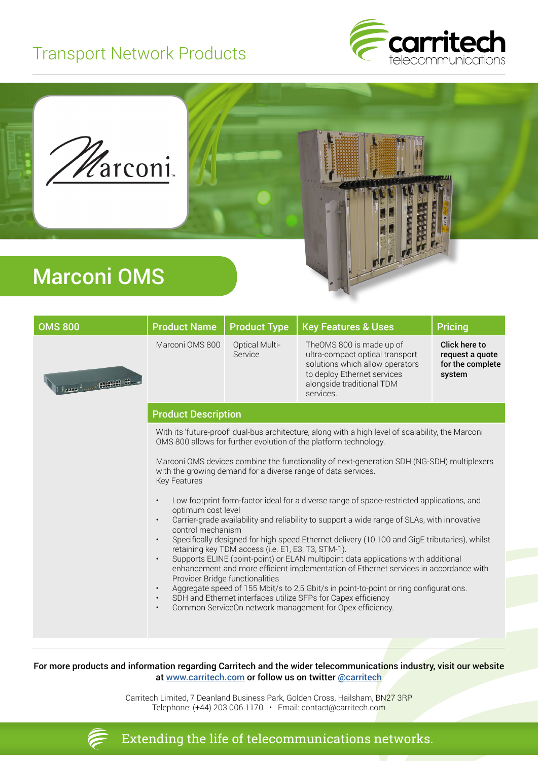# Transport Network Products

## Marconi OMS

| OMS 800 | Product Name | Product Type | Key Features & Uses | Pricing |
|---|---|---|---|---|
| | Marconi OMS 800 | Optical Multi-Service | TheOMS 800 is made up of ultra-compact optical transport solutions which allow operators to deploy Ethernet services alongside traditional TDM services. | **Click here to request a quote for the complete system** |

### Product Description

With its 'future-proof' dual-bus architecture, along with a high level of scalability, the Marconi OMS 800 allows for further evolution of the platform technology.

Marconi OMS devices combine the functionality of next-generation SDH (NG-SDH) multiplexers with the growing demand for a diverse range of data services.
Key Features

- Low footprint form-factor ideal for a diverse range of space-restricted applications, and optimum cost level
- Carrier-grade availability and reliability to support a wide range of SLAs, with innovative control mechanism
- Specifically designed for high speed Ethernet delivery (10,100 and GigE tributaries), whilst retaining key TDM access (i.e. E1, E3, T3, STM-1).
- Supports ELINE (point-point) or ELAN multipoint data applications with additional enhancement and more efficient implementation of Ethernet services in accordance with Provider Bridge functionalities
- Aggregate speed of 155 Mbit/s to 2,5 Gbit/s in point-to-point or ring configurations.
- SDH and Ethernet interfaces utilize SFPs for Capex efficiency
- Common ServiceOn network management for Opex efficiency.

**For more products and information regarding Carritech and the wider telecommunications industry, visit our website at www.carritech.com or follow us on twitter @carritech**

Carritech Limited, 7 Deanland Business Park, Golden Cross, Hailsham, BN27 3RP
Telephone: (+44) 203 006 1170 • Email: contact@carritech.com

Extending the life of telecommunications networks.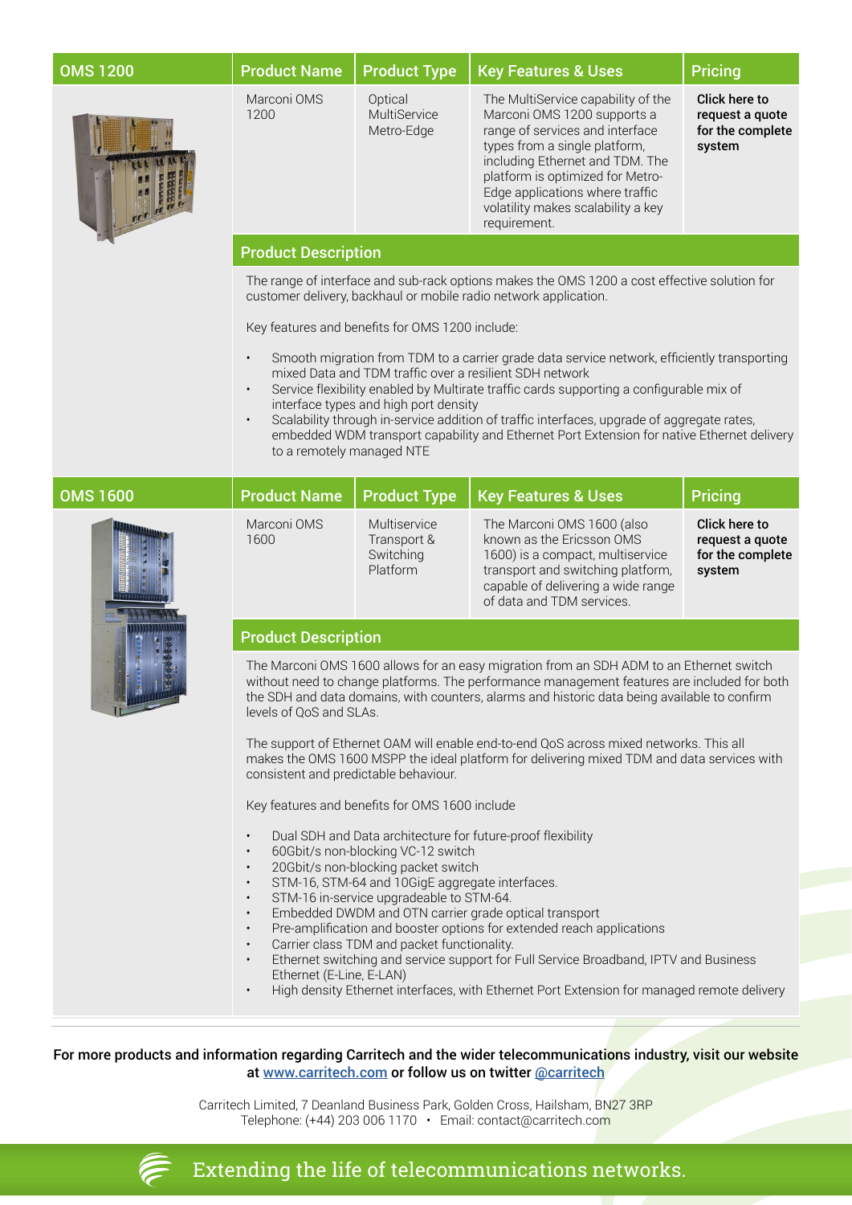## OMS 1200

| Product Name | Product Type | Key Features & Uses | Pricing |
| --- | --- | --- | --- |
| Marconi OMS 1200 | Optical MultiService Metro-Edge | The MultiService capability of the Marconi OMS 1200 supports a range of services and interface types from a single platform, including Ethernet and TDM. The platform is optimized for Metro-Edge applications where traffic volatility makes scalability a key requirement. | **Click here to request a quote for the complete system** |

### Product Description

The range of interface and sub-rack options makes the OMS 1200 a cost effective solution for customer delivery, backhaul or mobile radio network application.

Key features and benefits for OMS 1200 include:

- Smooth migration from TDM to a carrier grade data service network, efficiently transporting mixed Data and TDM traffic over a resilient SDH network
- Service flexibility enabled by Multirate traffic cards supporting a configurable mix of interface types and high port density
- Scalability through in-service addition of traffic interfaces, upgrade of aggregate rates, embedded WDM transport capability and Ethernet Port Extension for native Ethernet delivery to a remotely managed NTE

## OMS 1600

| Product Name | Product Type | Key Features & Uses | Pricing |
| --- | --- | --- | --- |
| Marconi OMS 1600 | Multiservice Transport & Switching Platform | The Marconi OMS 1600 (also known as the Ericsson OMS 1600) is a compact, multiservice transport and switching platform, capable of delivering a wide range of data and TDM services. | **Click here to request a quote for the complete system** |

### Product Description

The Marconi OMS 1600 allows for an easy migration from an SDH ADM to an Ethernet switch without need to change platforms. The performance management features are included for both the SDH and data domains, with counters, alarms and historic data being available to confirm levels of QoS and SLAs.

The support of Ethernet OAM will enable end-to-end QoS across mixed networks. This all makes the OMS 1600 MSPP the ideal platform for delivering mixed TDM and data services with consistent and predictable behaviour.

Key features and benefits for OMS 1600 include

- Dual SDH and Data architecture for future-proof flexibility
- 60Gbit/s non-blocking VC-12 switch
- 20Gbit/s non-blocking packet switch
- STM-16, STM-64 and 10GigE aggregate interfaces.
- STM-16 in-service upgradeable to STM-64.
- Embedded DWDM and OTN carrier grade optical transport
- Pre-amplification and booster options for extended reach applications
- Carrier class TDM and packet functionality.
- Ethernet switching and service support for Full Service Broadband, IPTV and Business Ethernet (E-Line, E-LAN)
- High density Ethernet interfaces, with Ethernet Port Extension for managed remote delivery

**For more products and information regarding Carritech and the wider telecommunications industry, visit our website at [www.carritech.com](http://www.carritech.com) or follow us on twitter [@carritech](https://twitter.com/carritech)**

Carritech Limited, 7 Deanland Business Park, Golden Cross, Hailsham, BN27 3RP
Telephone: (+44) 203 006 1170 • Email: contact@carritech.com

Extending the life of telecommunications networks.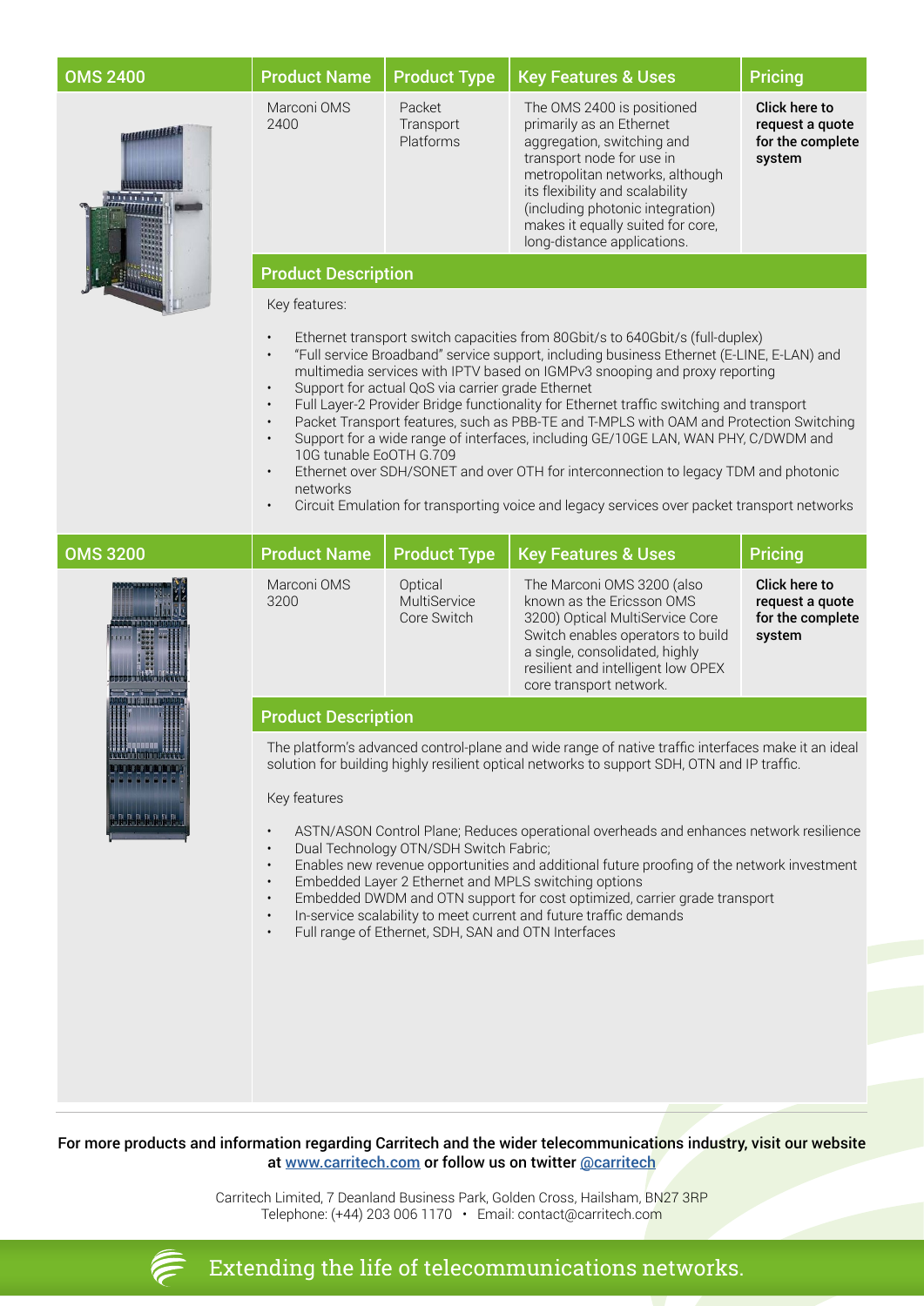| OMS 2400 | Product Name | Product Type | Key Features & Uses | Pricing |
|---|---|---|---|---|
| | Marconi OMS 2400 | Packet Transport Platforms | The OMS 2400 is positioned primarily as an Ethernet aggregation, switching and transport node for use in metropolitan networks, although its flexibility and scalability (including photonic integration) makes it equally suited for core, long-distance applications. | **Click here to request a quote for the complete system** |

### Product Description

Key features:

- Ethernet transport switch capacities from 80Gbit/s to 640Gbit/s (full-duplex)
- "Full service Broadband" service support, including business Ethernet (E-LINE, E-LAN) and multimedia services with IPTV based on IGMPv3 snooping and proxy reporting
- Support for actual QoS via carrier grade Ethernet
- Full Layer-2 Provider Bridge functionality for Ethernet traffic switching and transport
- Packet Transport features, such as PBB-TE and T-MPLS with OAM and Protection Switching
- Support for a wide range of interfaces, including GE/10GE LAN, WAN PHY, C/DWDM and 10G tunable EoOTH G.709
- Ethernet over SDH/SONET and over OTH for interconnection to legacy TDM and photonic networks
- Circuit Emulation for transporting voice and legacy services over packet transport networks

| OMS 3200 | Product Name | Product Type | Key Features & Uses | Pricing |
|---|---|---|---|---|
| | Marconi OMS 3200 | Optical MultiService Core Switch | The Marconi OMS 3200 (also known as the Ericsson OMS 3200) Optical MultiService Core Switch enables operators to build a single, consolidated, highly resilient and intelligent low OPEX core transport network. | **Click here to request a quote for the complete system** |

### Product Description

The platform's advanced control-plane and wide range of native traffic interfaces make it an ideal solution for building highly resilient optical networks to support SDH, OTN and IP traffic.

Key features

- ASTN/ASON Control Plane; Reduces operational overheads and enhances network resilience
- Dual Technology OTN/SDH Switch Fabric;
- Enables new revenue opportunities and additional future proofing of the network investment
- Embedded Layer 2 Ethernet and MPLS switching options
- Embedded DWDM and OTN support for cost optimized, carrier grade transport
- In-service scalability to meet current and future traffic demands
- Full range of Ethernet, SDH, SAN and OTN Interfaces

**For more products and information regarding Carritech and the wider telecommunications industry, visit our website at [www.carritech.com](www.carritech.com) or follow us on twitter [@carritech](@carritech)**

Carritech Limited, 7 Deanland Business Park, Golden Cross, Hailsham, BN27 3RP
Telephone: (+44) 203 006 1170 • Email: contact@carritech.com

Extending the life of telecommunications networks.